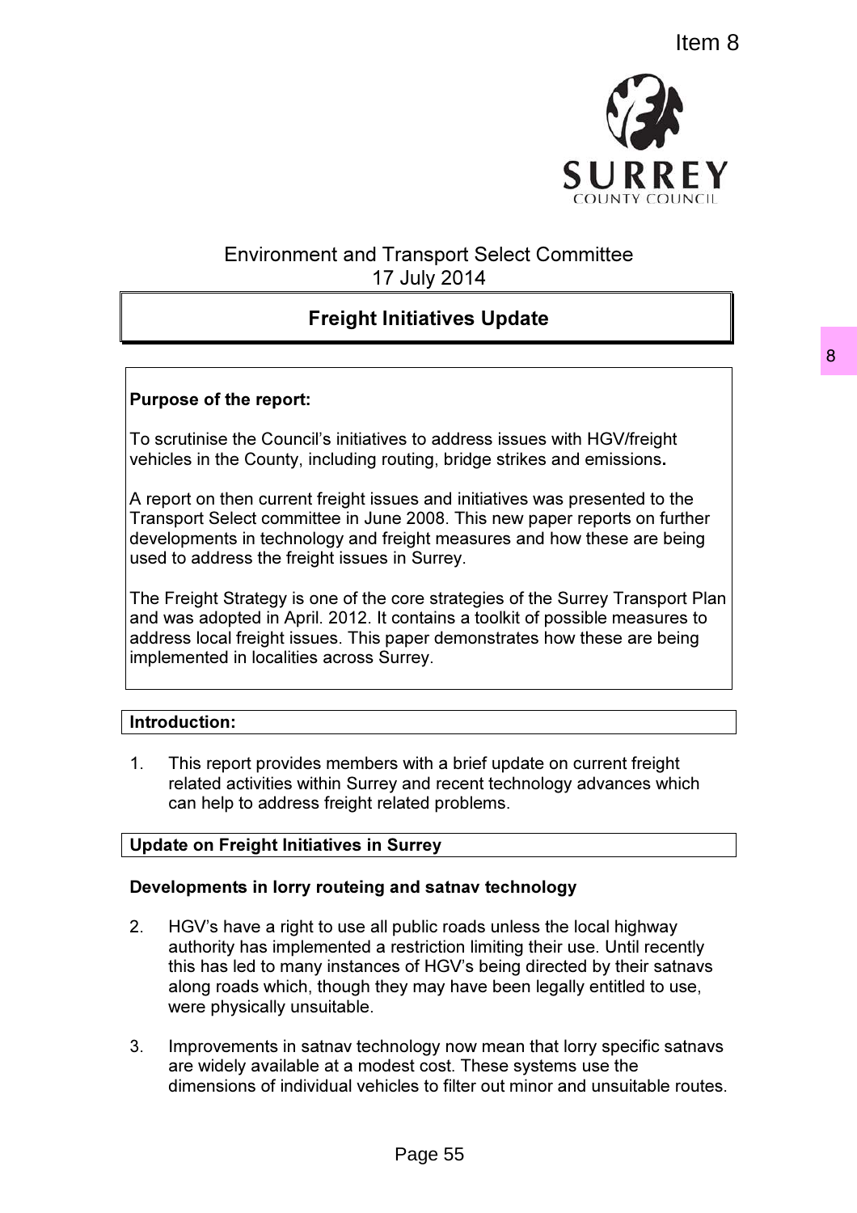Item 8

Environment and Transport Select Committee
17 July 2014

# Freight Initiatives Update

**Purpose of the report:**

To scrutinise the Council's initiatives to address issues with HGV/freight vehicles in the County, including routing, bridge strikes and emissions**.**

A report on then current freight issues and initiatives was presented to the Transport Select committee in June 2008. This new paper reports on further developments in technology and freight measures and how these are being used to address the freight issues in Surrey.

The Freight Strategy is one of the core strategies of the Surrey Transport Plan and was adopted in April. 2012. It contains a toolkit of possible measures to address local freight issues. This paper demonstrates how these are being implemented in localities across Surrey.

## Introduction:

1. This report provides members with a brief update on current freight related activities within Surrey and recent technology advances which can help to address freight related problems.

## Update on Freight Initiatives in Surrey

### Developments in lorry routeing and satnav technology

2. HGV's have a right to use all public roads unless the local highway authority has implemented a restriction limiting their use. Until recently this has led to many instances of HGV's being directed by their satnavs along roads which, though they may have been legally entitled to use, were physically unsuitable.

3. Improvements in satnav technology now mean that lorry specific satnavs are widely available at a modest cost. These systems use the dimensions of individual vehicles to filter out minor and unsuitable routes.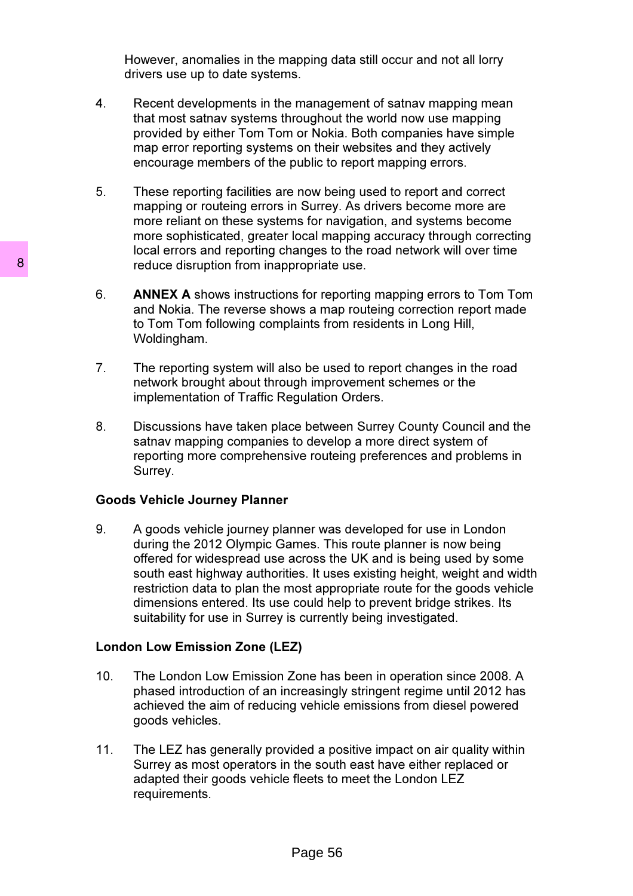However, anomalies in the mapping data still occur and not all lorry drivers use up to date systems.

4. Recent developments in the management of satnav mapping mean that most satnav systems throughout the world now use mapping provided by either Tom Tom or Nokia. Both companies have simple map error reporting systems on their websites and they actively encourage members of the public to report mapping errors.

5. These reporting facilities are now being used to report and correct mapping or routeing errors in Surrey. As drivers become more are more reliant on these systems for navigation, and systems become more sophisticated, greater local mapping accuracy through correcting local errors and reporting changes to the road network will over time reduce disruption from inappropriate use.

6. **ANNEX A** shows instructions for reporting mapping errors to Tom Tom and Nokia. The reverse shows a map routeing correction report made to Tom Tom following complaints from residents in Long Hill, Woldingham.

7. The reporting system will also be used to report changes in the road network brought about through improvement schemes or the implementation of Traffic Regulation Orders.

8. Discussions have taken place between Surrey County Council and the satnav mapping companies to develop a more direct system of reporting more comprehensive routeing preferences and problems in Surrey.

**Goods Vehicle Journey Planner**

9. A goods vehicle journey planner was developed for use in London during the 2012 Olympic Games. This route planner is now being offered for widespread use across the UK and is being used by some south east highway authorities. It uses existing height, weight and width restriction data to plan the most appropriate route for the goods vehicle dimensions entered. Its use could help to prevent bridge strikes. Its suitability for use in Surrey is currently being investigated.

**London Low Emission Zone (LEZ)**

10. The London Low Emission Zone has been in operation since 2008. A phased introduction of an increasingly stringent regime until 2012 has achieved the aim of reducing vehicle emissions from diesel powered goods vehicles.

11. The LEZ has generally provided a positive impact on air quality within Surrey as most operators in the south east have either replaced or adapted their goods vehicle fleets to meet the London LEZ requirements.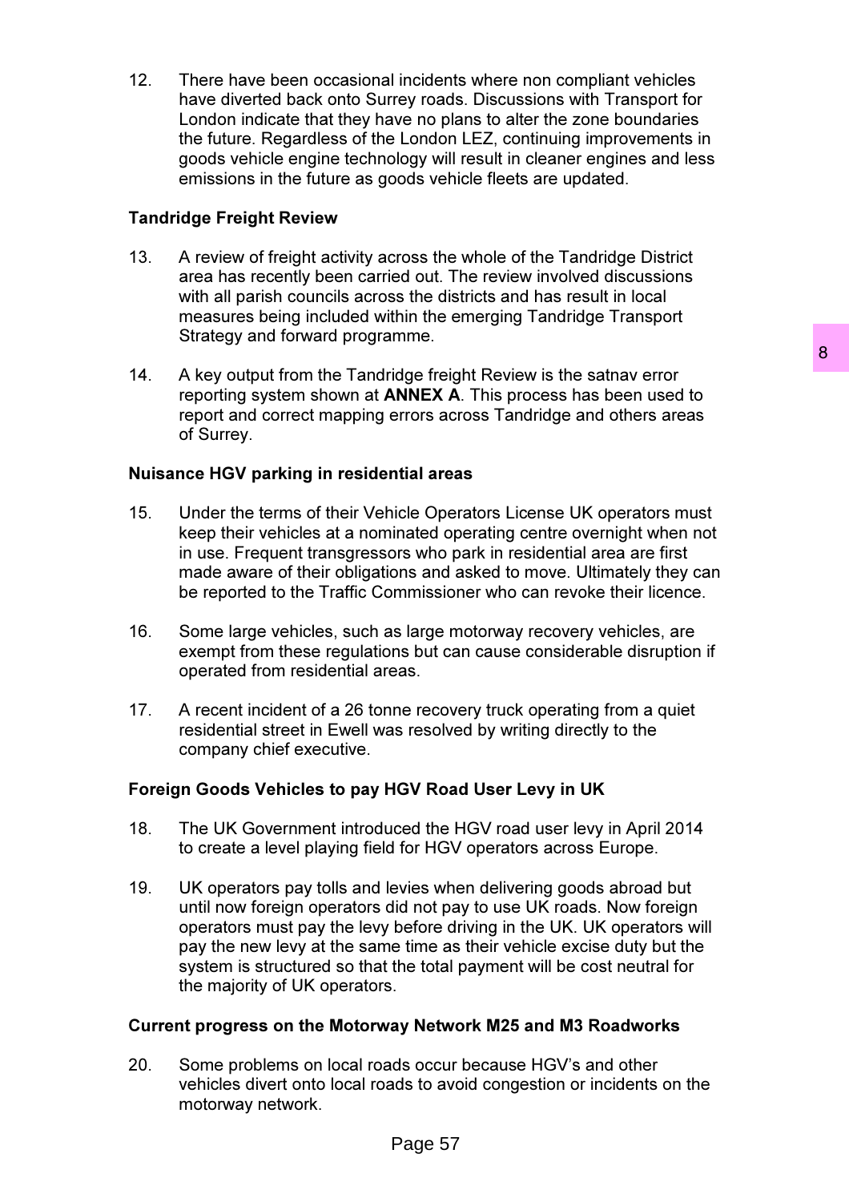12. There have been occasional incidents where non compliant vehicles have diverted back onto Surrey roads. Discussions with Transport for London indicate that they have no plans to alter the zone boundaries the future. Regardless of the London LEZ, continuing improvements in goods vehicle engine technology will result in cleaner engines and less emissions in the future as goods vehicle fleets are updated.

**Tandridge Freight Review**

13. A review of freight activity across the whole of the Tandridge District area has recently been carried out. The review involved discussions with all parish councils across the districts and has result in local measures being included within the emerging Tandridge Transport Strategy and forward programme.

14. A key output from the Tandridge freight Review is the satnav error reporting system shown at **ANNEX A**. This process has been used to report and correct mapping errors across Tandridge and others areas of Surrey.

**Nuisance HGV parking in residential areas**

15. Under the terms of their Vehicle Operators License UK operators must keep their vehicles at a nominated operating centre overnight when not in use. Frequent transgressors who park in residential area are first made aware of their obligations and asked to move. Ultimately they can be reported to the Traffic Commissioner who can revoke their licence.

16. Some large vehicles, such as large motorway recovery vehicles, are exempt from these regulations but can cause considerable disruption if operated from residential areas.

17. A recent incident of a 26 tonne recovery truck operating from a quiet residential street in Ewell was resolved by writing directly to the company chief executive.

**Foreign Goods Vehicles to pay HGV Road User Levy in UK**

18. The UK Government introduced the HGV road user levy in April 2014 to create a level playing field for HGV operators across Europe.

19. UK operators pay tolls and levies when delivering goods abroad but until now foreign operators did not pay to use UK roads. Now foreign operators must pay the levy before driving in the UK. UK operators will pay the new levy at the same time as their vehicle excise duty but the system is structured so that the total payment will be cost neutral for the majority of UK operators.

**Current progress on the Motorway Network M25 and M3 Roadworks**

20. Some problems on local roads occur because HGV's and other vehicles divert onto local roads to avoid congestion or incidents on the motorway network.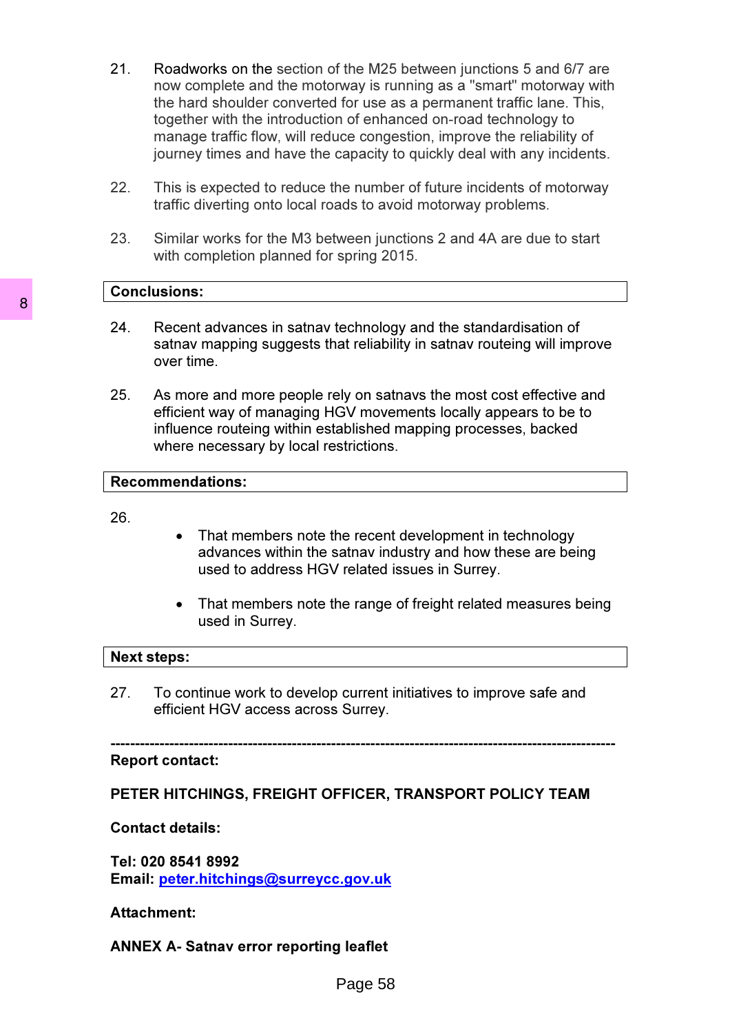21. Roadworks on the section of the M25 between junctions 5 and 6/7 are now complete and the motorway is running as a "smart" motorway with the hard shoulder converted for use as a permanent traffic lane. This, together with the introduction of enhanced on-road technology to manage traffic flow, will reduce congestion, improve the reliability of journey times and have the capacity to quickly deal with any incidents.

22. This is expected to reduce the number of future incidents of motorway traffic diverting onto local roads to avoid motorway problems.

23. Similar works for the M3 between junctions 2 and 4A are due to start with completion planned for spring 2015.

## Conclusions:

24. Recent advances in satnav technology and the standardisation of satnav mapping suggests that reliability in satnav routeing will improve over time.

25. As more and more people rely on satnavs the most cost effective and efficient way of managing HGV movements locally appears to be to influence routeing within established mapping processes, backed where necessary by local restrictions.

## Recommendations:

26.

- That members note the recent development in technology advances within the satnav industry and how these are being used to address HGV related issues in Surrey.
- That members note the range of freight related measures being used in Surrey.

## Next steps:

27. To continue work to develop current initiatives to improve safe and efficient HGV access across Surrey.

---

**Report contact:**

**PETER HITCHINGS, FREIGHT OFFICER, TRANSPORT POLICY TEAM**

**Contact details:**

**Tel: 020 8541 8992**
**Email: peter.hitchings@surreycc.gov.uk**

**Attachment:**

**ANNEX A- Satnav error reporting leaflet**